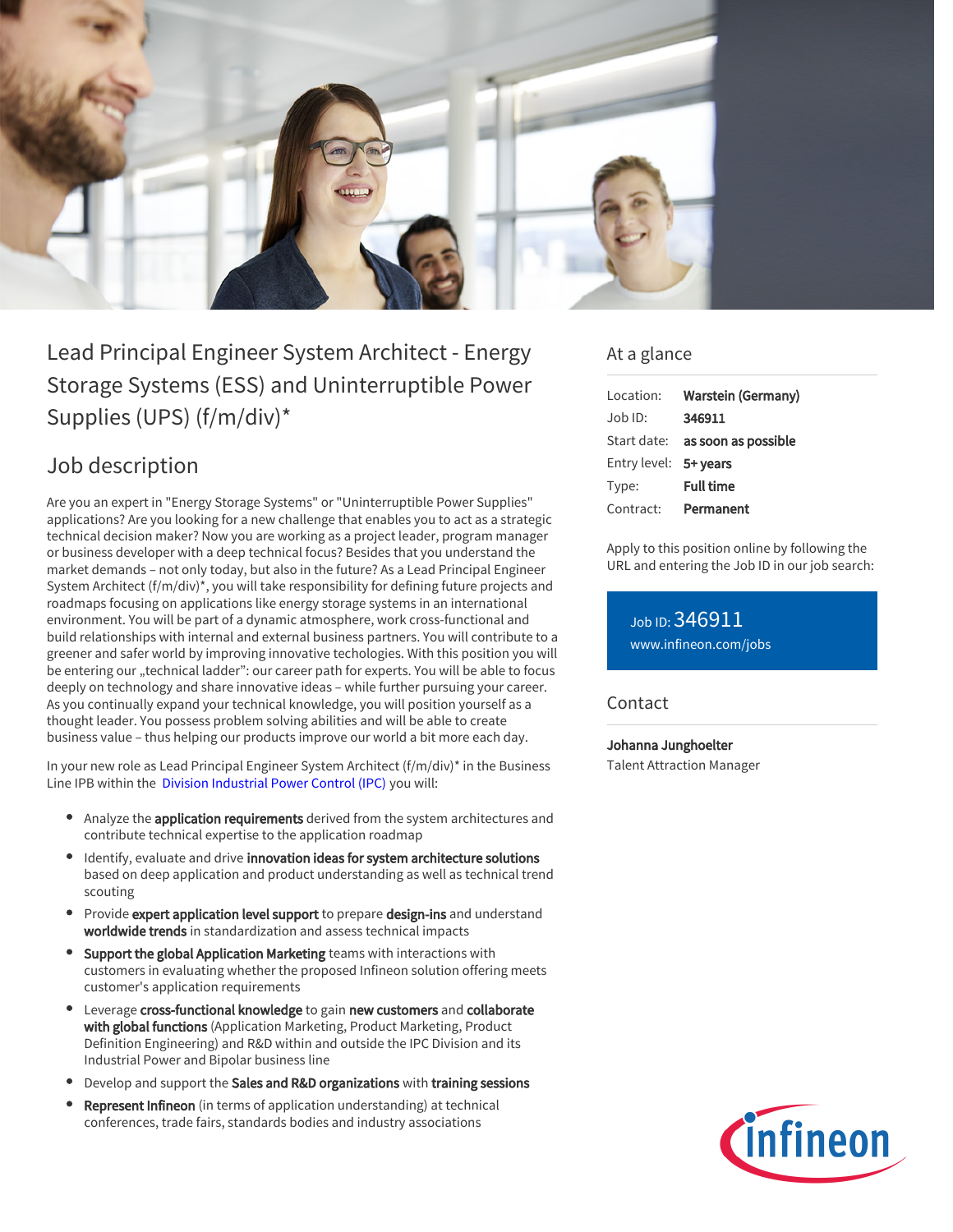# Lead Principal Engineer System Architect - Energy Storage Systems (ESS) and Uninterruptible Power Supplies (UPS) (f/m/div)*

## Job description

Are you an expert in "Energy Storage Systems" or "Uninterruptible Power Supplies" applications? Are you looking for a new challenge that enables you to act as a strategic technical decision maker? Now you are working as a project leader, program manager or business developer with a deep technical focus? Besides that you understand the market demands – not only today, but also in the future? As a Lead Principal Engineer System Architect (f/m/div)*, you will take responsibility for defining future projects and roadmaps focusing on applications like energy storage systems in an international environment. You will be part of a dynamic atmosphere, work cross-functional and build relationships with internal and external business partners. You will contribute to a greener and safer world by improving innovative techologies. With this position you will be entering our „technical ladder": our career path for experts. You will be able to focus deeply on technology and share innovative ideas – while further pursuing your career. As you continually expand your technical knowledge, you will position yourself as a thought leader. You possess problem solving abilities and will be able to create business value – thus helping our products improve our world a bit more each day.

In your new role as Lead Principal Engineer System Architect (f/m/div)* in the Business Line IPB within the Division Industrial Power Control (IPC) you will:

- Analyze the **application requirements** derived from the system architectures and contribute technical expertise to the application roadmap
- Identify, evaluate and drive **innovation ideas for system architecture solutions** based on deep application and product understanding as well as technical trend scouting
- Provide **expert application level support** to prepare **design-ins** and understand **worldwide trends** in standardization and assess technical impacts
- **Support the global Application Marketing** teams with interactions with customers in evaluating whether the proposed Infineon solution offering meets customer's application requirements
- Leverage **cross-functional knowledge** to gain **new customers** and **collaborate with global functions** (Application Marketing, Product Marketing, Product Definition Engineering) and R&D within and outside the IPC Division and its Industrial Power and Bipolar business line
- Develop and support the **Sales and R&D organizations** with **training sessions**
- **Represent Infineon** (in terms of application understanding) at technical conferences, trade fairs, standards bodies and industry associations

## At a glance

| | |
|---|---|
| Location: | **Warstein (Germany)** |
| Job ID: | **346911** |
| Start date: | **as soon as possible** |
| Entry level: | **5+ years** |
| Type: | **Full time** |
| Contract: | **Permanent** |

Apply to this position online by following the URL and entering the Job ID in our job search:

Job ID: 346911
www.infineon.com/jobs

## Contact

**Johanna Junghoelter**
Talent Attraction Manager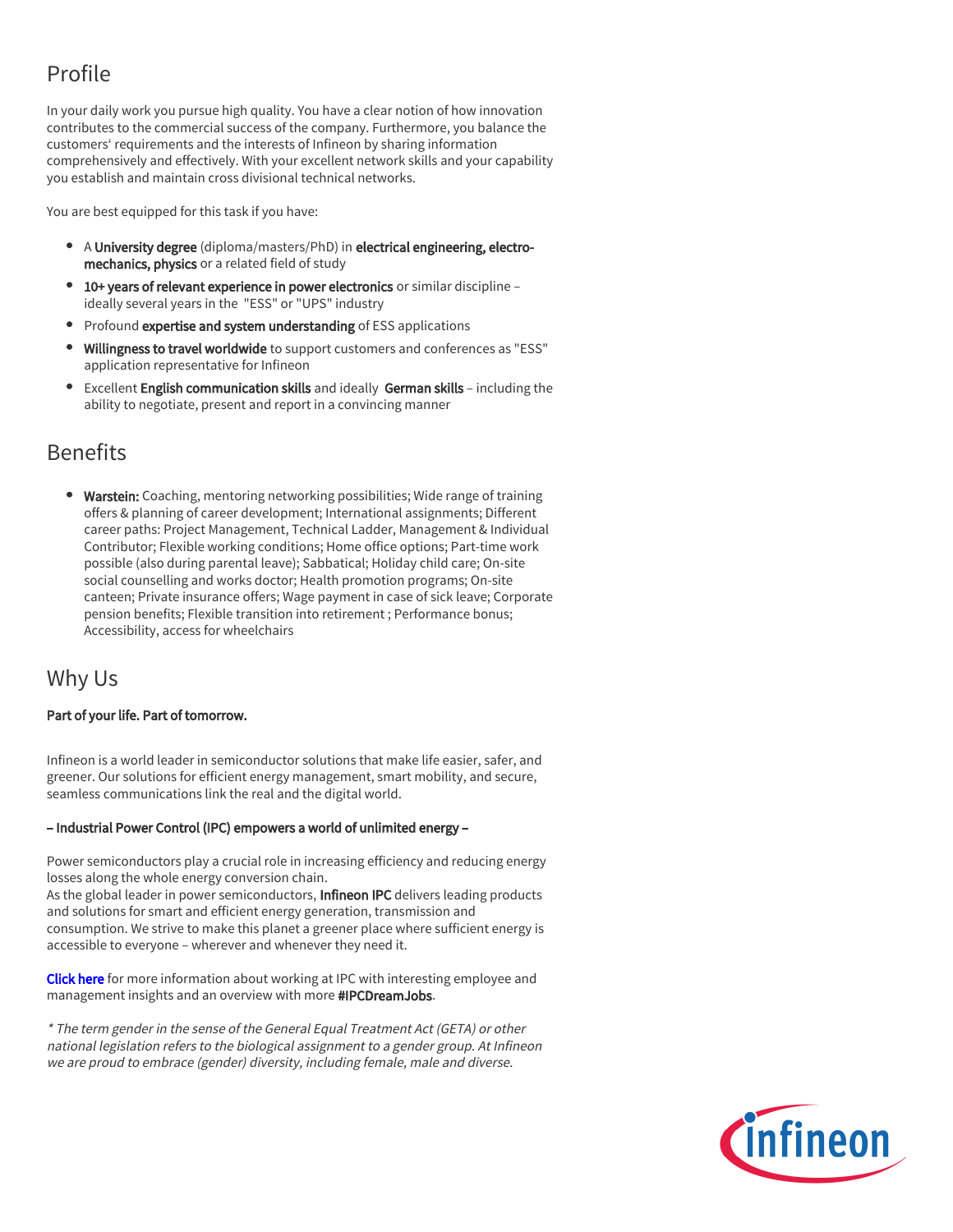## Profile

In your daily work you pursue high quality. You have a clear notion of how innovation contributes to the commercial success of the company. Furthermore, you balance the customers' requirements and the interests of Infineon by sharing information comprehensively and effectively. With your excellent network skills and your capability you establish and maintain cross divisional technical networks.

You are best equipped for this task if you have:

- A **University degree** (diploma/masters/PhD) in **electrical engineering, electro-mechanics, physics** or a related field of study
- **10+ years of relevant experience in power electronics** or similar discipline – ideally several years in the "ESS" or "UPS" industry
- Profound **expertise and system understanding** of ESS applications
- **Willingness to travel worldwide** to support customers and conferences as "ESS" application representative for Infineon
- Excellent **English communication skills** and ideally **German skills** – including the ability to negotiate, present and report in a convincing manner

## Benefits

- **Warstein:** Coaching, mentoring networking possibilities; Wide range of training offers & planning of career development; International assignments; Different career paths: Project Management, Technical Ladder, Management & Individual Contributor; Flexible working conditions; Home office options; Part-time work possible (also during parental leave); Sabbatical; Holiday child care; On-site social counselling and works doctor; Health promotion programs; On-site canteen; Private insurance offers; Wage payment in case of sick leave; Corporate pension benefits; Flexible transition into retirement ; Performance bonus; Accessibility, access for wheelchairs

## Why Us

**Part of your life. Part of tomorrow.**

Infineon is a world leader in semiconductor solutions that make life easier, safer, and greener. Our solutions for efficient energy management, smart mobility, and secure, seamless communications link the real and the digital world.

**– Industrial Power Control (IPC) empowers a world of unlimited energy –**

Power semiconductors play a crucial role in increasing efficiency and reducing energy losses along the whole energy conversion chain.
As the global leader in power semiconductors, **Infineon IPC** delivers leading products and solutions for smart and efficient energy generation, transmission and consumption. We strive to make this planet a greener place where sufficient energy is accessible to everyone – wherever and whenever they need it.

**Click here** for more information about working at IPC with interesting employee and management insights and an overview with more **#IPCDreamJobs**.

*\* The term gender in the sense of the General Equal Treatment Act (GETA) or other national legislation refers to the biological assignment to a gender group. At Infineon we are proud to embrace (gender) diversity, including female, male and diverse.*